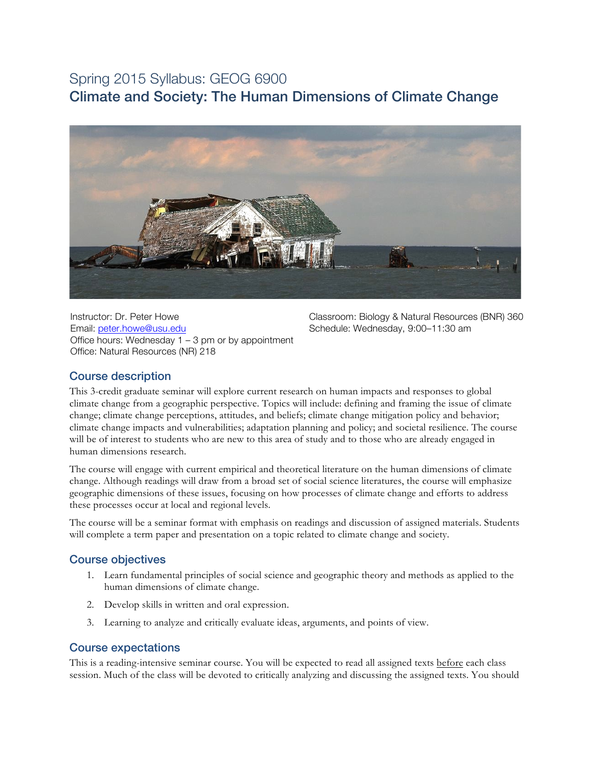# Spring 2015 Syllabus: GEOG 6900

## Climate and Society: The Human Dimensions of Climate Change

Instructor: Dr. Peter Howe
Email: peter.howe@usu.edu
Office hours: Wednesday 1 – 3 pm or by appointment
Office: Natural Resources (NR) 218

Classroom: Biology & Natural Resources (BNR) 360
Schedule: Wednesday, 9:00–11:30 am

### Course description

This 3-credit graduate seminar will explore current research on human impacts and responses to global climate change from a geographic perspective. Topics will include: defining and framing the issue of climate change; climate change perceptions, attitudes, and beliefs; climate change mitigation policy and behavior; climate change impacts and vulnerabilities; adaptation planning and policy; and societal resilience. The course will be of interest to students who are new to this area of study and to those who are already engaged in human dimensions research.

The course will engage with current empirical and theoretical literature on the human dimensions of climate change. Although readings will draw from a broad set of social science literatures, the course will emphasize geographic dimensions of these issues, focusing on how processes of climate change and efforts to address these processes occur at local and regional levels.

The course will be a seminar format with emphasis on readings and discussion of assigned materials. Students will complete a term paper and presentation on a topic related to climate change and society.

### Course objectives

1. Learn fundamental principles of social science and geographic theory and methods as applied to the human dimensions of climate change.
2. Develop skills in written and oral expression.
3. Learning to analyze and critically evaluate ideas, arguments, and points of view.

### Course expectations

This is a reading-intensive seminar course. You will be expected to read all assigned texts <u>before</u> each class session. Much of the class will be devoted to critically analyzing and discussing the assigned texts. You should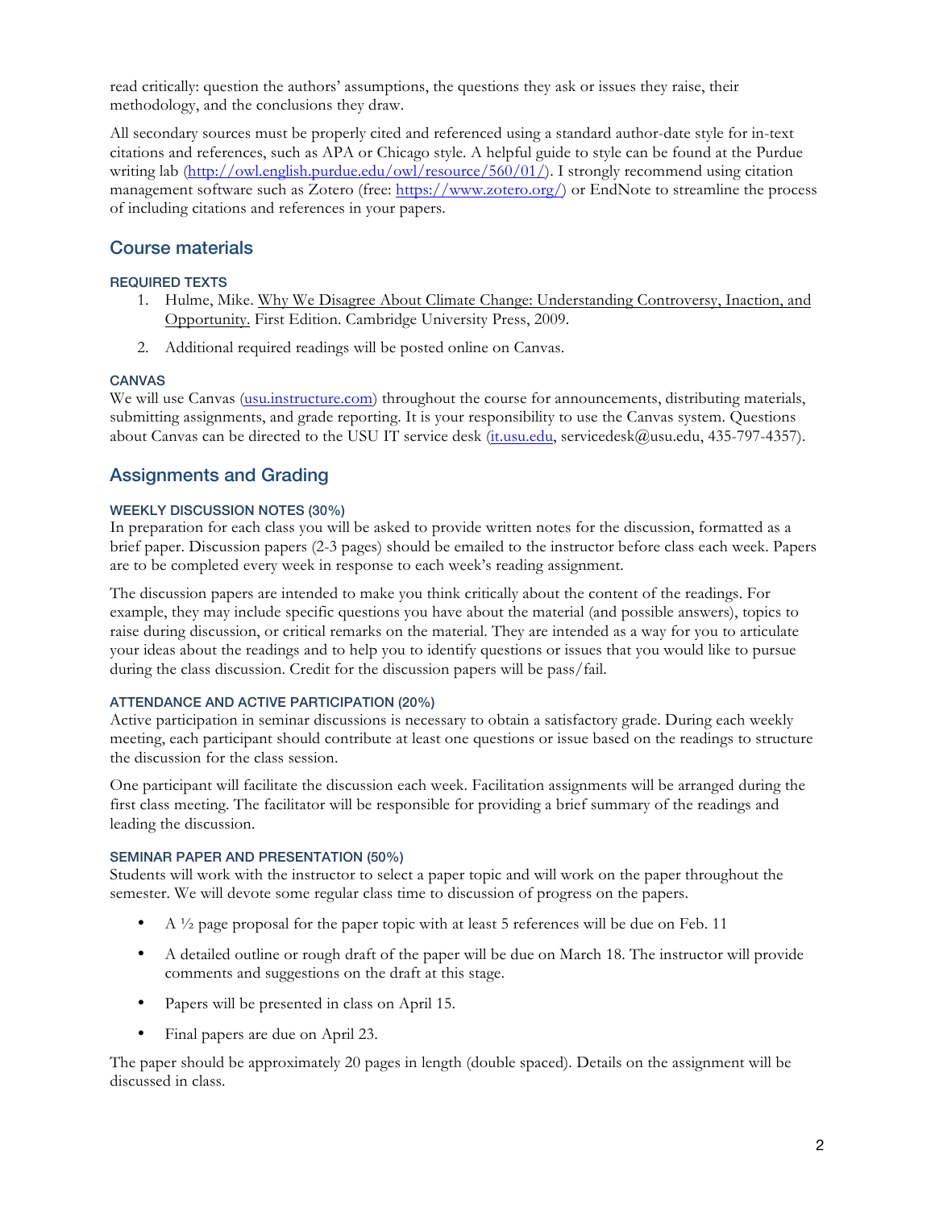read critically: question the authors' assumptions, the questions they ask or issues they raise, their methodology, and the conclusions they draw.

All secondary sources must be properly cited and referenced using a standard author-date style for in-text citations and references, such as APA or Chicago style. A helpful guide to style can be found at the Purdue writing lab (http://owl.english.purdue.edu/owl/resource/560/01/). I strongly recommend using citation management software such as Zotero (free: https://www.zotero.org/) or EndNote to streamline the process of including citations and references in your papers.

## Course materials

### REQUIRED TEXTS

1. Hulme, Mike. Why We Disagree About Climate Change: Understanding Controversy, Inaction, and Opportunity. First Edition. Cambridge University Press, 2009.
2. Additional required readings will be posted online on Canvas.

### CANVAS

We will use Canvas (usu.instructure.com) throughout the course for announcements, distributing materials, submitting assignments, and grade reporting. It is your responsibility to use the Canvas system. Questions about Canvas can be directed to the USU IT service desk (it.usu.edu, servicedesk@usu.edu, 435-797-4357).

## Assignments and Grading

### WEEKLY DISCUSSION NOTES (30%)

In preparation for each class you will be asked to provide written notes for the discussion, formatted as a brief paper. Discussion papers (2-3 pages) should be emailed to the instructor before class each week. Papers are to be completed every week in response to each week's reading assignment.

The discussion papers are intended to make you think critically about the content of the readings. For example, they may include specific questions you have about the material (and possible answers), topics to raise during discussion, or critical remarks on the material. They are intended as a way for you to articulate your ideas about the readings and to help you to identify questions or issues that you would like to pursue during the class discussion. Credit for the discussion papers will be pass/fail.

### ATTENDANCE AND ACTIVE PARTICIPATION (20%)

Active participation in seminar discussions is necessary to obtain a satisfactory grade. During each weekly meeting, each participant should contribute at least one questions or issue based on the readings to structure the discussion for the class session.

One participant will facilitate the discussion each week. Facilitation assignments will be arranged during the first class meeting. The facilitator will be responsible for providing a brief summary of the readings and leading the discussion.

### SEMINAR PAPER AND PRESENTATION (50%)

Students will work with the instructor to select a paper topic and will work on the paper throughout the semester. We will devote some regular class time to discussion of progress on the papers.

- A ½ page proposal for the paper topic with at least 5 references will be due on Feb. 11
- A detailed outline or rough draft of the paper will be due on March 18. The instructor will provide comments and suggestions on the draft at this stage.
- Papers will be presented in class on April 15.
- Final papers are due on April 23.

The paper should be approximately 20 pages in length (double spaced). Details on the assignment will be discussed in class.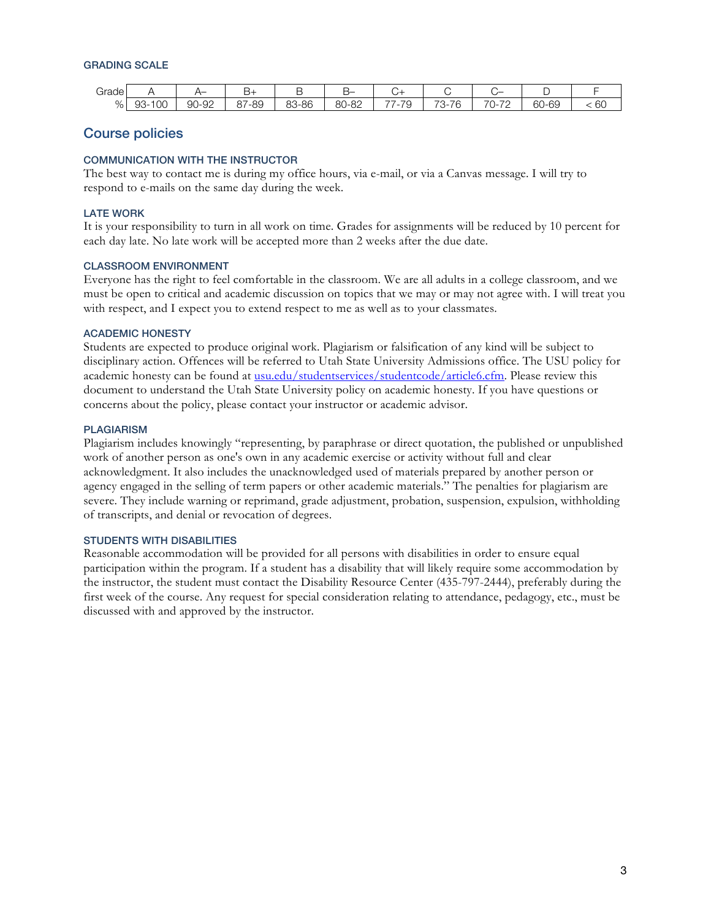### GRADING SCALE

| Grade | A | A– | B+ | B | B– | C+ | C | C– | D | F |
|---|---|---|---|---|---|---|---|---|---|---|
| % | 93-100 | 90-92 | 87-89 | 83-86 | 80-82 | 77-79 | 73-76 | 70-72 | 60-69 | < 60 |

## Course policies

### COMMUNICATION WITH THE INSTRUCTOR

The best way to contact me is during my office hours, via e-mail, or via a Canvas message. I will try to respond to e-mails on the same day during the week.

### LATE WORK

It is your responsibility to turn in all work on time. Grades for assignments will be reduced by 10 percent for each day late. No late work will be accepted more than 2 weeks after the due date.

### CLASSROOM ENVIRONMENT

Everyone has the right to feel comfortable in the classroom. We are all adults in a college classroom, and we must be open to critical and academic discussion on topics that we may or may not agree with. I will treat you with respect, and I expect you to extend respect to me as well as to your classmates.

### ACADEMIC HONESTY

Students are expected to produce original work. Plagiarism or falsification of any kind will be subject to disciplinary action. Offences will be referred to Utah State University Admissions office. The USU policy for academic honesty can be found at [usu.edu/studentservices/studentcode/article6.cfm](usu.edu/studentservices/studentcode/article6.cfm). Please review this document to understand the Utah State University policy on academic honesty. If you have questions or concerns about the policy, please contact your instructor or academic advisor.

### PLAGIARISM

Plagiarism includes knowingly "representing, by paraphrase or direct quotation, the published or unpublished work of another person as one's own in any academic exercise or activity without full and clear acknowledgment. It also includes the unacknowledged used of materials prepared by another person or agency engaged in the selling of term papers or other academic materials." The penalties for plagiarism are severe. They include warning or reprimand, grade adjustment, probation, suspension, expulsion, withholding of transcripts, and denial or revocation of degrees.

### STUDENTS WITH DISABILITIES

Reasonable accommodation will be provided for all persons with disabilities in order to ensure equal participation within the program. If a student has a disability that will likely require some accommodation by the instructor, the student must contact the Disability Resource Center (435-797-2444), preferably during the first week of the course. Any request for special consideration relating to attendance, pedagogy, etc., must be discussed with and approved by the instructor.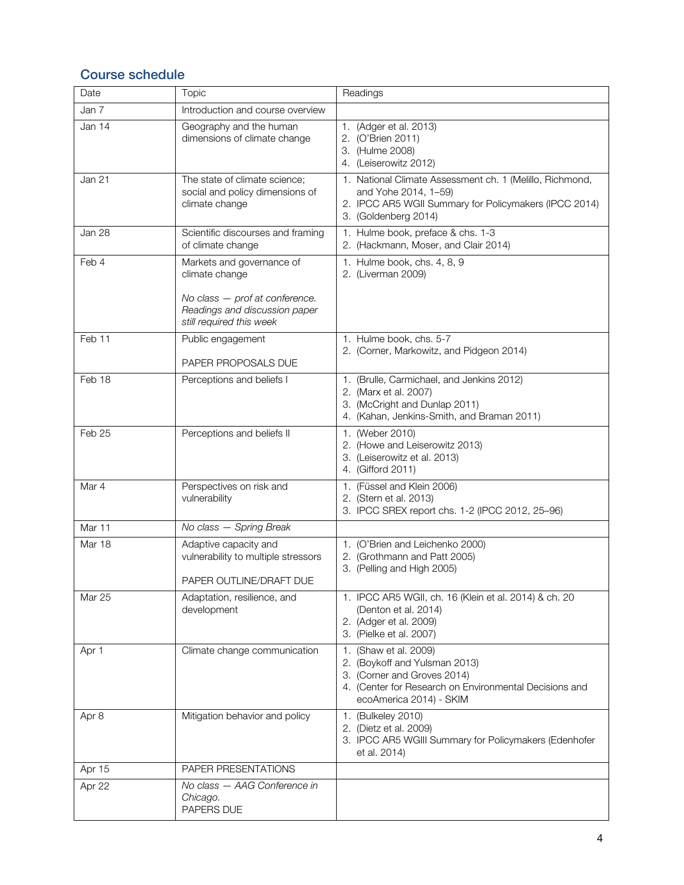## Course schedule

| Date | Topic | Readings |
|---|---|---|
| Jan 7 | Introduction and course overview | |
| Jan 14 | Geography and the human dimensions of climate change | 1. (Adger et al. 2013)<br>2. (O'Brien 2011)<br>3. (Hulme 2008)<br>4. (Leiserowitz 2012) |
| Jan 21 | The state of climate science; social and policy dimensions of climate change | 1. National Climate Assessment ch. 1 (Melillo, Richmond, and Yohe 2014, 1–59)<br>2. IPCC AR5 WGII Summary for Policymakers (IPCC 2014)<br>3. (Goldenberg 2014) |
| Jan 28 | Scientific discourses and framing of climate change | 1. Hulme book, preface & chs. 1-3<br>2. (Hackmann, Moser, and Clair 2014) |
| Feb 4 | Markets and governance of climate change<br><br>*No class — prof at conference. Readings and discussion paper still required this week* | 1. Hulme book, chs. 4, 8, 9<br>2. (Liverman 2009) |
| Feb 11 | Public engagement<br><br>PAPER PROPOSALS DUE | 1. Hulme book, chs. 5-7<br>2. (Corner, Markowitz, and Pidgeon 2014) |
| Feb 18 | Perceptions and beliefs I | 1. (Brulle, Carmichael, and Jenkins 2012)<br>2. (Marx et al. 2007)<br>3. (McCright and Dunlap 2011)<br>4. (Kahan, Jenkins-Smith, and Braman 2011) |
| Feb 25 | Perceptions and beliefs II | 1. (Weber 2010)<br>2. (Howe and Leiserowitz 2013)<br>3. (Leiserowitz et al. 2013)<br>4. (Gifford 2011) |
| Mar 4 | Perspectives on risk and vulnerability | 1. (Füssel and Klein 2006)<br>2. (Stern et al. 2013)<br>3. IPCC SREX report chs. 1-2 (IPCC 2012, 25–96) |
| Mar 11 | *No class — Spring Break* | |
| Mar 18 | Adaptive capacity and vulnerability to multiple stressors<br><br>PAPER OUTLINE/DRAFT DUE | 1. (O'Brien and Leichenko 2000)<br>2. (Grothmann and Patt 2005)<br>3. (Pelling and High 2005) |
| Mar 25 | Adaptation, resilience, and development | 1. IPCC AR5 WGII, ch. 16 (Klein et al. 2014) & ch. 20 (Denton et al. 2014)<br>2. (Adger et al. 2009)<br>3. (Pielke et al. 2007) |
| Apr 1 | Climate change communication | 1. (Shaw et al. 2009)<br>2. (Boykoff and Yulsman 2013)<br>3. (Corner and Groves 2014)<br>4. (Center for Research on Environmental Decisions and ecoAmerica 2014) - SKIM |
| Apr 8 | Mitigation behavior and policy | 1. (Bulkeley 2010)<br>2. (Dietz et al. 2009)<br>3. IPCC AR5 WGIII Summary for Policymakers (Edenhofer et al. 2014) |
| Apr 15 | PAPER PRESENTATIONS | |
| Apr 22 | *No class — AAG Conference in Chicago.*<br>PAPERS DUE | |